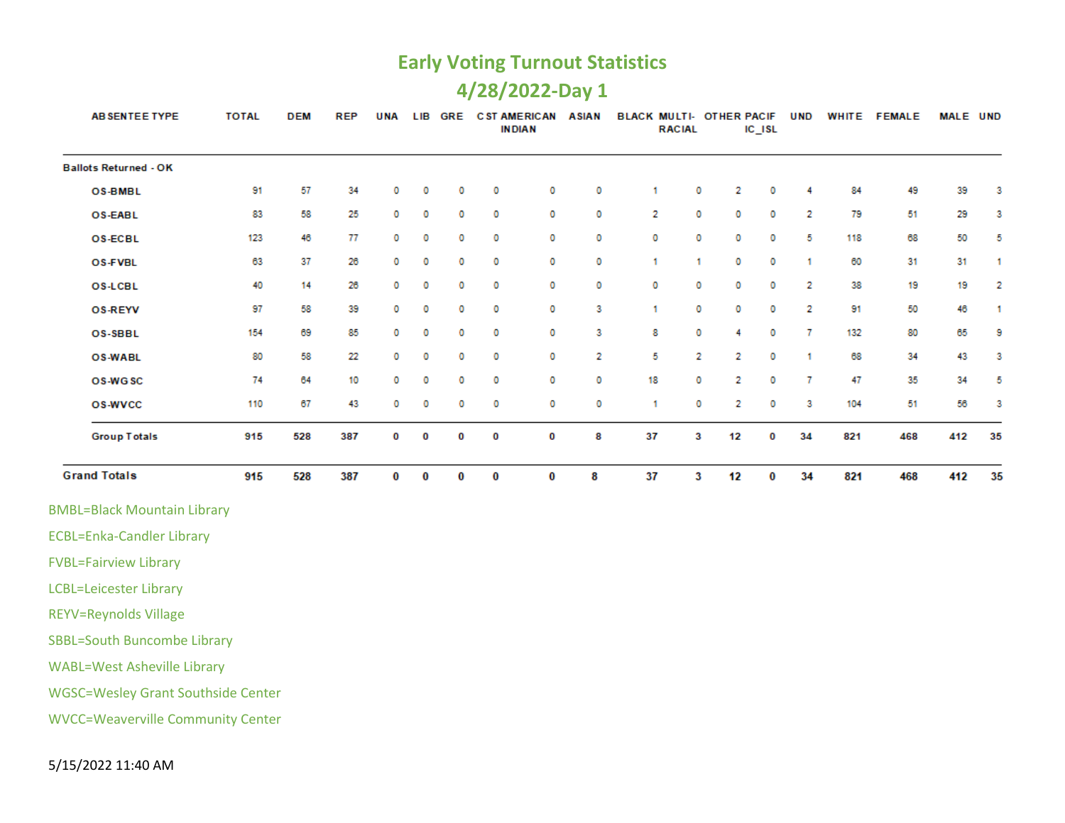# Early Voting Turnout Statistics

## 4/28/2022-Day 1

| ABSENTEE TYPE | TOTAL | DEM | REP | UNA | LIB | GRE | CST | AMERICAN INDIAN | ASIAN | BLACK | MULTI-RACIAL | OTHER | PACIFIC_ISL | UND | WHITE | FEMALE | MALE | UND |
|---|---|---|---|---|---|---|---|---|---|---|---|---|---|---|---|---|---|---|
| **Ballots Returned - OK** | | | | | | | | | | | | | | | | | | |
| OS-BMBL | 91 | 57 | 34 | 0 | 0 | 0 | 0 | 0 | 0 | 1 | 0 | 2 | 0 | 4 | 84 | 49 | 39 | 3 |
| OS-EABL | 83 | 58 | 25 | 0 | 0 | 0 | 0 | 0 | 0 | 2 | 0 | 0 | 0 | 2 | 79 | 51 | 29 | 3 |
| OS-ECBL | 123 | 46 | 77 | 0 | 0 | 0 | 0 | 0 | 0 | 0 | 0 | 0 | 0 | 5 | 118 | 68 | 50 | 5 |
| OS-FVBL | 63 | 37 | 26 | 0 | 0 | 0 | 0 | 0 | 0 | 1 | 1 | 0 | 0 | 1 | 60 | 31 | 31 | 1 |
| OS-LCBL | 40 | 14 | 26 | 0 | 0 | 0 | 0 | 0 | 0 | 0 | 0 | 0 | 0 | 2 | 38 | 19 | 19 | 2 |
| OS-REYV | 97 | 58 | 39 | 0 | 0 | 0 | 0 | 0 | 3 | 1 | 0 | 0 | 0 | 2 | 91 | 50 | 46 | 1 |
| OS-SBBL | 154 | 69 | 85 | 0 | 0 | 0 | 0 | 0 | 3 | 8 | 0 | 4 | 0 | 7 | 132 | 80 | 65 | 9 |
| OS-WABL | 80 | 58 | 22 | 0 | 0 | 0 | 0 | 0 | 2 | 5 | 2 | 2 | 0 | 1 | 68 | 34 | 43 | 3 |
| OS-WGSC | 74 | 64 | 10 | 0 | 0 | 0 | 0 | 0 | 0 | 18 | 0 | 2 | 0 | 7 | 47 | 35 | 34 | 5 |
| OS-WVCC | 110 | 67 | 43 | 0 | 0 | 0 | 0 | 0 | 0 | 1 | 0 | 2 | 0 | 3 | 104 | 51 | 56 | 3 |
| **Group Totals** | **915** | **528** | **387** | **0** | **0** | **0** | **0** | **0** | **8** | **37** | **3** | **12** | **0** | **34** | **821** | **468** | **412** | **35** |
| **Grand Totals** | **915** | **528** | **387** | **0** | **0** | **0** | **0** | **0** | **8** | **37** | **3** | **12** | **0** | **34** | **821** | **468** | **412** | **35** |

BMBL=Black Mountain Library

ECBL=Enka-Candler Library

FVBL=Fairview Library

LCBL=Leicester Library

REYV=Reynolds Village

SBBL=South Buncombe Library

WABL=West Asheville Library

WGSC=Wesley Grant Southside Center

WVCC=Weaverville Community Center

5/15/2022 11:40 AM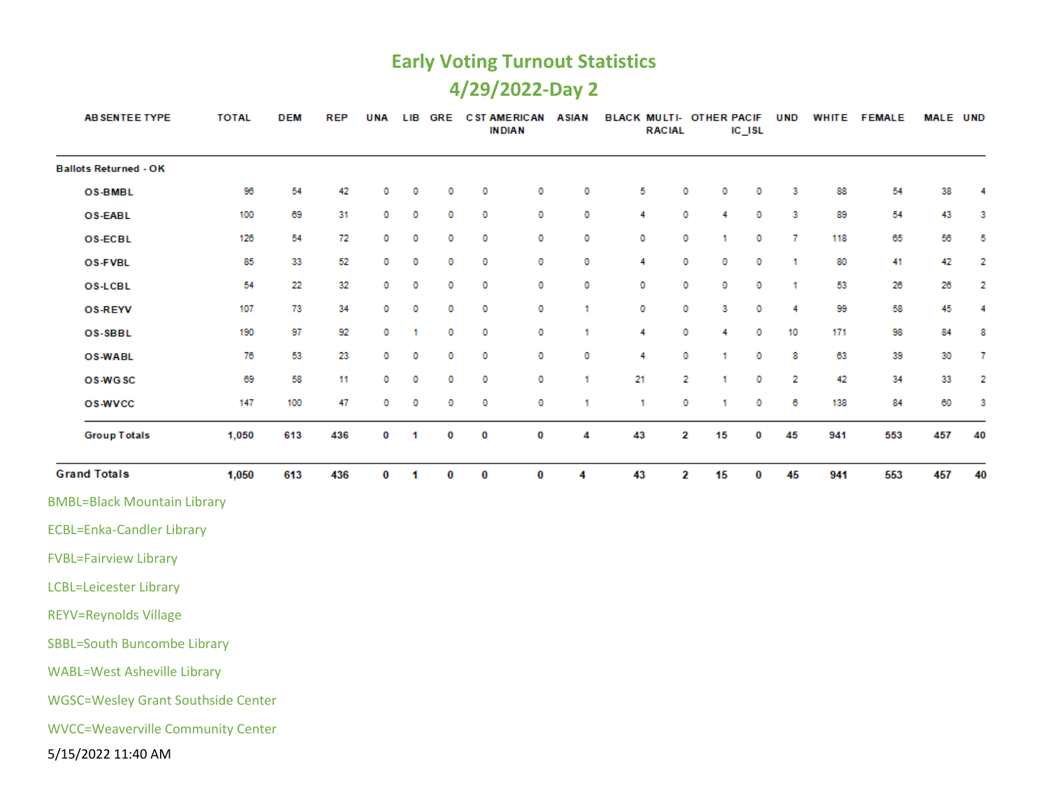## Early Voting Turnout Statistics

## 4/29/2022-Day 2

| ABSENTEE TYPE | TOTAL | DEM | REP | UNA | LIB | GRE | CST | AMERICAN INDIAN | ASIAN | BLACK | MULTI-RACIAL | OTHER | PACIFIC_ISL | UND | WHITE | FEMALE | MALE | UND |
|---|---|---|---|---|---|---|---|---|---|---|---|---|---|---|---|---|---|---|
| **Ballots Returned - OK** | | | | | | | | | | | | | | | | | | |
| OS-BMBL | 96 | 54 | 42 | 0 | 0 | 0 | 0 | 0 | 0 | 5 | 0 | 0 | 0 | 3 | 88 | 54 | 38 | 4 |
| OS-EABL | 100 | 69 | 31 | 0 | 0 | 0 | 0 | 0 | 0 | 4 | 0 | 4 | 0 | 3 | 89 | 54 | 43 | 3 |
| OS-ECBL | 126 | 54 | 72 | 0 | 0 | 0 | 0 | 0 | 0 | 0 | 0 | 1 | 0 | 7 | 118 | 65 | 56 | 5 |
| OS-FVBL | 85 | 33 | 52 | 0 | 0 | 0 | 0 | 0 | 0 | 4 | 0 | 0 | 0 | 1 | 80 | 41 | 42 | 2 |
| OS-LCBL | 54 | 22 | 32 | 0 | 0 | 0 | 0 | 0 | 0 | 0 | 0 | 0 | 0 | 1 | 53 | 26 | 26 | 2 |
| OS-REYV | 107 | 73 | 34 | 0 | 0 | 0 | 0 | 0 | 1 | 0 | 0 | 3 | 0 | 4 | 99 | 58 | 45 | 4 |
| OS-SBBL | 190 | 97 | 92 | 0 | 1 | 0 | 0 | 0 | 1 | 4 | 0 | 4 | 0 | 10 | 171 | 98 | 84 | 8 |
| OS-WABL | 76 | 53 | 23 | 0 | 0 | 0 | 0 | 0 | 0 | 4 | 0 | 1 | 0 | 8 | 63 | 39 | 30 | 7 |
| OS-WGSC | 69 | 58 | 11 | 0 | 0 | 0 | 0 | 0 | 1 | 21 | 2 | 1 | 0 | 2 | 42 | 34 | 33 | 2 |
| OS-WVCC | 147 | 100 | 47 | 0 | 0 | 0 | 0 | 0 | 1 | 1 | 0 | 1 | 0 | 6 | 138 | 84 | 60 | 3 |
| **Group Totals** | **1,050** | **613** | **436** | **0** | **1** | **0** | **0** | **0** | **4** | **43** | **2** | **15** | **0** | **45** | **941** | **553** | **457** | **40** |
| **Grand Totals** | **1,050** | **613** | **436** | **0** | **1** | **0** | **0** | **0** | **4** | **43** | **2** | **15** | **0** | **45** | **941** | **553** | **457** | **40** |

BMBL=Black Mountain Library

ECBL=Enka-Candler Library

FVBL=Fairview Library

LCBL=Leicester Library

REYV=Reynolds Village

SBBL=South Buncombe Library

WABL=West Asheville Library

WGSC=Wesley Grant Southside Center

WVCC=Weaverville Community Center

5/15/2022 11:40 AM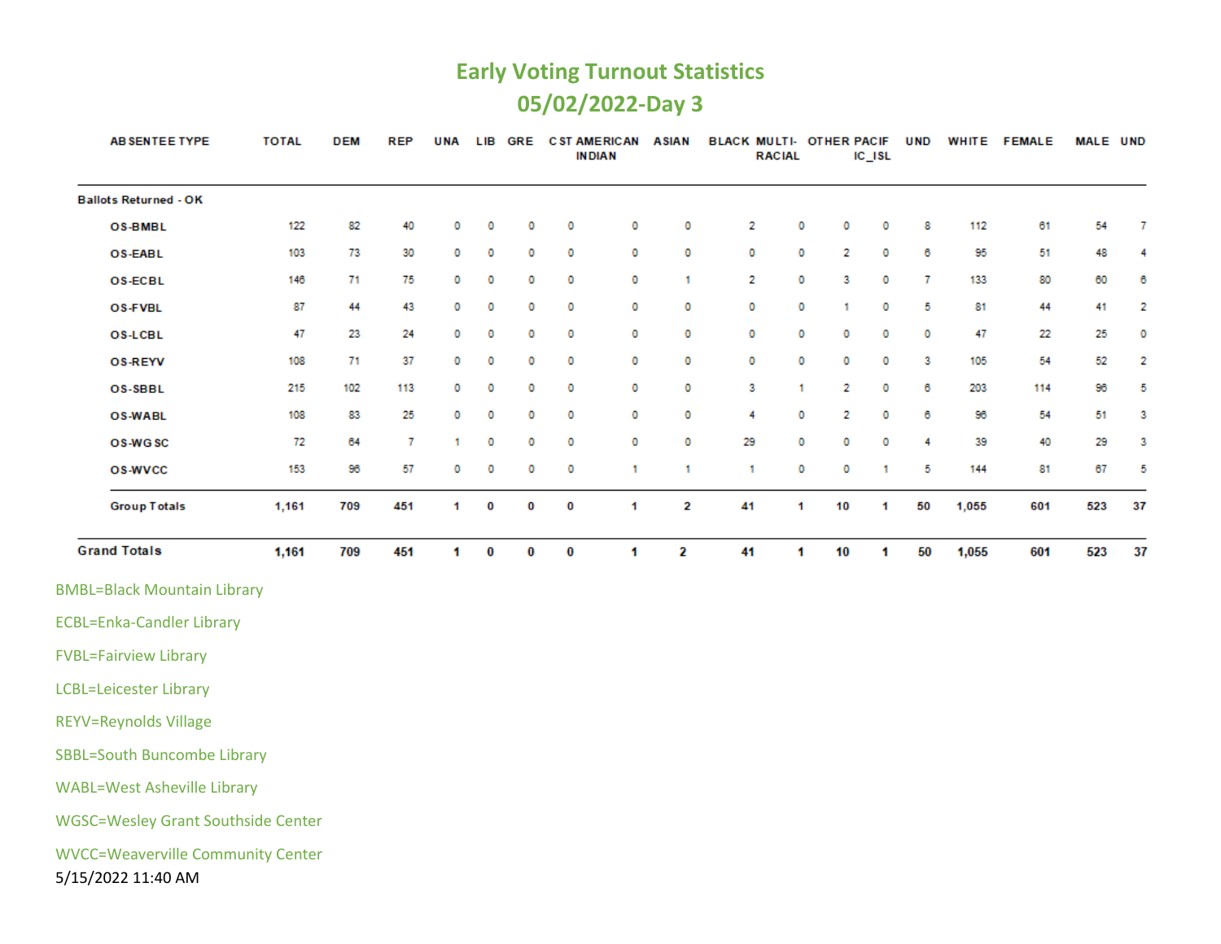# Early Voting Turnout Statistics

## 05/02/2022-Day 3

| ABSENTEE TYPE | TOTAL | DEM | REP | UNA | LIB | GRE | CST | AMERICAN INDIAN | ASIAN | BLACK | MULTI-RACIAL | OTHER | PACIFIC_ISL | UND | WHITE | FEMALE | MALE | UND |
|---|---|---|---|---|---|---|---|---|---|---|---|---|---|---|---|---|---|---|
| **Ballots Returned - OK** | | | | | | | | | | | | | | | | | | |
| OS-BMBL | 122 | 82 | 40 | 0 | 0 | 0 | 0 | 0 | 0 | 2 | 0 | 0 | 0 | 8 | 112 | 61 | 54 | 7 |
| OS-EABL | 103 | 73 | 30 | 0 | 0 | 0 | 0 | 0 | 0 | 0 | 0 | 2 | 0 | 6 | 95 | 51 | 48 | 4 |
| OS-ECBL | 146 | 71 | 75 | 0 | 0 | 0 | 0 | 0 | 1 | 2 | 0 | 3 | 0 | 7 | 133 | 80 | 60 | 6 |
| OS-FVBL | 87 | 44 | 43 | 0 | 0 | 0 | 0 | 0 | 0 | 0 | 0 | 1 | 0 | 5 | 81 | 44 | 41 | 2 |
| OS-LCBL | 47 | 23 | 24 | 0 | 0 | 0 | 0 | 0 | 0 | 0 | 0 | 0 | 0 | 0 | 47 | 22 | 25 | 0 |
| OS-REYV | 108 | 71 | 37 | 0 | 0 | 0 | 0 | 0 | 0 | 0 | 0 | 0 | 0 | 3 | 105 | 54 | 52 | 2 |
| OS-SBBL | 215 | 102 | 113 | 0 | 0 | 0 | 0 | 0 | 0 | 3 | 1 | 2 | 0 | 6 | 203 | 114 | 96 | 5 |
| OS-WABL | 108 | 83 | 25 | 0 | 0 | 0 | 0 | 0 | 0 | 4 | 0 | 2 | 0 | 6 | 96 | 54 | 51 | 3 |
| OS-WGSC | 72 | 64 | 7 | 1 | 0 | 0 | 0 | 0 | 0 | 29 | 0 | 0 | 0 | 4 | 39 | 40 | 29 | 3 |
| OS-WVCC | 153 | 96 | 57 | 0 | 0 | 0 | 0 | 1 | 1 | 1 | 0 | 0 | 1 | 5 | 144 | 81 | 67 | 5 |
| **Group Totals** | **1,161** | **709** | **451** | **1** | **0** | **0** | **0** | **1** | **2** | **41** | **1** | **10** | **1** | **50** | **1,055** | **601** | **523** | **37** |
| **Grand Totals** | **1,161** | **709** | **451** | **1** | **0** | **0** | **0** | **1** | **2** | **41** | **1** | **10** | **1** | **50** | **1,055** | **601** | **523** | **37** |

BMBL=Black Mountain Library

ECBL=Enka-Candler Library

FVBL=Fairview Library

LCBL=Leicester Library

REYV=Reynolds Village

SBBL=South Buncombe Library

WABL=West Asheville Library

WGSC=Wesley Grant Southside Center

WVCC=Weaverville Community Center

5/15/2022 11:40 AM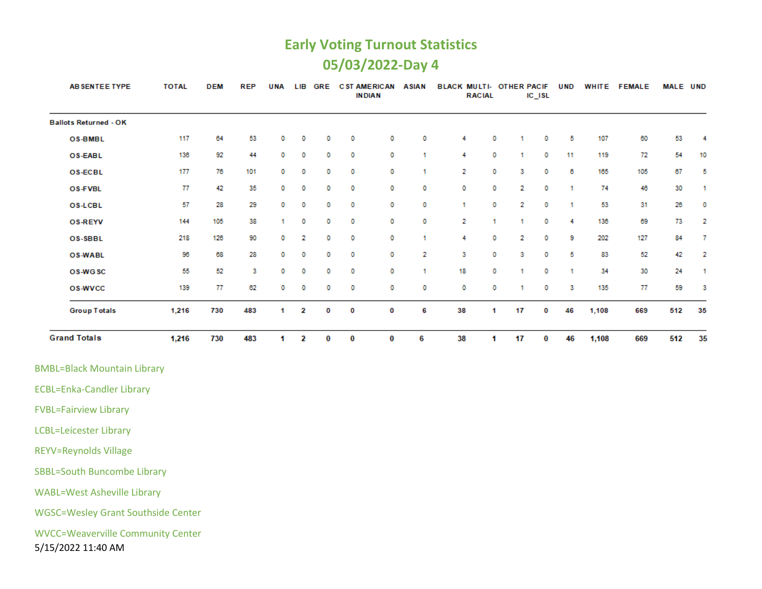# Early Voting Turnout Statistics

## 05/03/2022-Day 4

| ABSENTEE TYPE | TOTAL | DEM | REP | UNA | LIB | GRE | CST | AMERICAN INDIAN | ASIAN | BLACK | MULTI-RACIAL | OTHER | PACIFIC_ISL | UND | WHITE | FEMALE | MALE | UND |
|---|---|---|---|---|---|---|---|---|---|---|---|---|---|---|---|---|---|---|
| **Ballots Returned - OK** | | | | | | | | | | | | | | | | | | |
| OS-BMBL | 117 | 64 | 53 | 0 | 0 | 0 | 0 | 0 | 0 | 4 | 0 | 1 | 0 | 5 | 107 | 60 | 53 | 4 |
| OS-EABL | 136 | 92 | 44 | 0 | 0 | 0 | 0 | 0 | 1 | 4 | 0 | 1 | 0 | 11 | 119 | 72 | 54 | 10 |
| OS-ECBL | 177 | 76 | 101 | 0 | 0 | 0 | 0 | 0 | 1 | 2 | 0 | 3 | 0 | 6 | 165 | 105 | 67 | 5 |
| OS-FVBL | 77 | 42 | 35 | 0 | 0 | 0 | 0 | 0 | 0 | 0 | 0 | 2 | 0 | 1 | 74 | 46 | 30 | 1 |
| OS-LCBL | 57 | 28 | 29 | 0 | 0 | 0 | 0 | 0 | 0 | 1 | 0 | 2 | 0 | 1 | 53 | 31 | 26 | 0 |
| OS-REYV | 144 | 105 | 38 | 1 | 0 | 0 | 0 | 0 | 0 | 2 | 1 | 1 | 0 | 4 | 136 | 69 | 73 | 2 |
| OS-SBBL | 218 | 126 | 90 | 0 | 2 | 0 | 0 | 0 | 1 | 4 | 0 | 2 | 0 | 9 | 202 | 127 | 84 | 7 |
| OS-WABL | 96 | 68 | 28 | 0 | 0 | 0 | 0 | 0 | 2 | 3 | 0 | 3 | 0 | 5 | 83 | 52 | 42 | 2 |
| OS-WGSC | 55 | 52 | 3 | 0 | 0 | 0 | 0 | 0 | 1 | 18 | 0 | 1 | 0 | 1 | 34 | 30 | 24 | 1 |
| OS-WVCC | 139 | 77 | 62 | 0 | 0 | 0 | 0 | 0 | 0 | 0 | 0 | 1 | 0 | 3 | 135 | 77 | 59 | 3 |
| **Group Totals** | **1,216** | **730** | **483** | **1** | **2** | **0** | **0** | **0** | **6** | **38** | **1** | **17** | **0** | **46** | **1,108** | **669** | **512** | **35** |
| **Grand Totals** | **1,216** | **730** | **483** | **1** | **2** | **0** | **0** | **0** | **6** | **38** | **1** | **17** | **0** | **46** | **1,108** | **669** | **512** | **35** |

BMBL=Black Mountain Library

ECBL=Enka-Candler Library

FVBL=Fairview Library

LCBL=Leicester Library

REYV=Reynolds Village

SBBL=South Buncombe Library

WABL=West Asheville Library

WGSC=Wesley Grant Southside Center

WVCC=Weaverville Community Center

5/15/2022 11:40 AM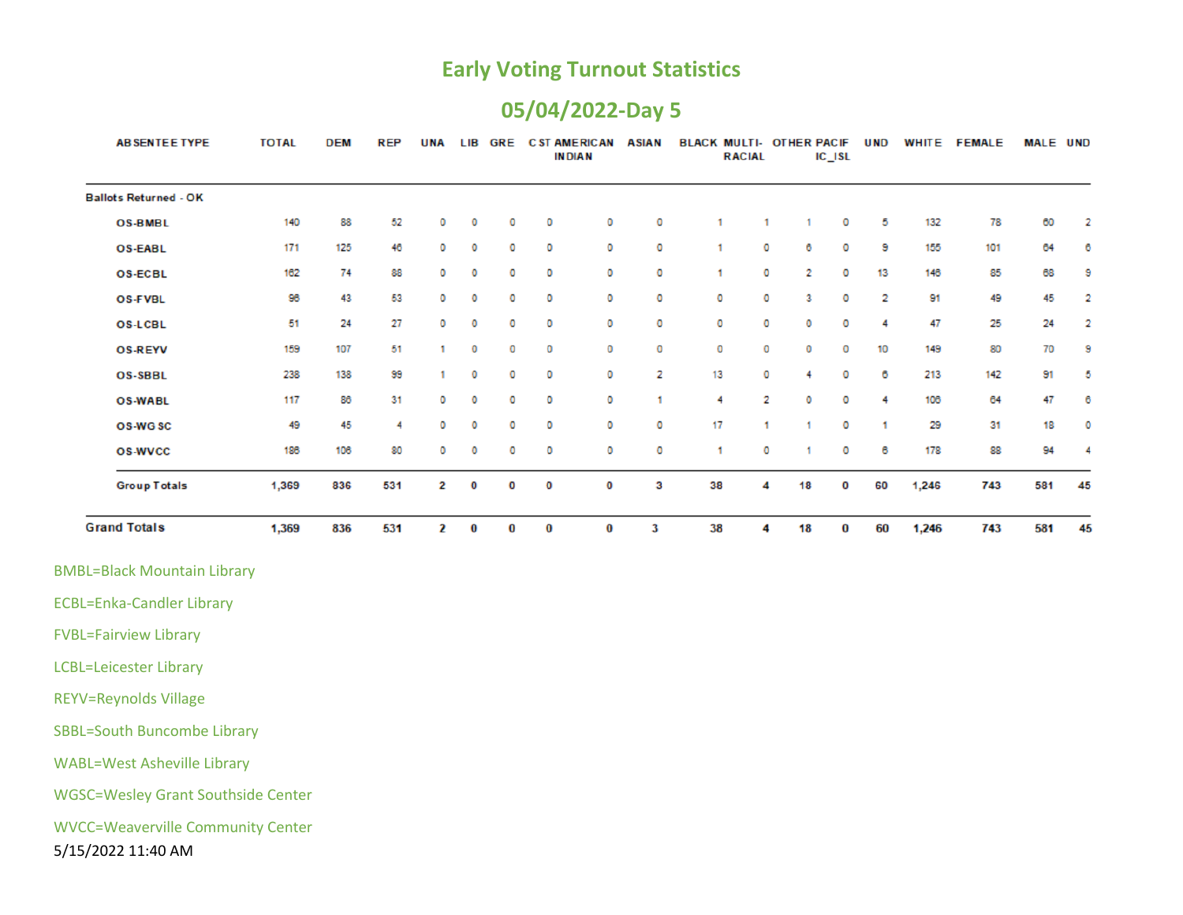# Early Voting Turnout Statistics

## 05/04/2022-Day 5

| ABSENTEE TYPE | TOTAL | DEM | REP | UNA | LIB | GRE | CST | AMERICAN INDIAN | ASIAN | BLACK | MULTI-RACIAL | OTHER | PACIFIC_ISL | UND | WHITE | FEMALE | MALE | UND |
|---|---|---|---|---|---|---|---|---|---|---|---|---|---|---|---|---|---|---|
| **Ballots Returned - OK** | | | | | | | | | | | | | | | | | | |
| **OS-BMBL** | 140 | 88 | 52 | 0 | 0 | 0 | 0 | 0 | 0 | 1 | 1 | 1 | 0 | 5 | 132 | 78 | 60 | 2 |
| **OS-EABL** | 171 | 125 | 46 | 0 | 0 | 0 | 0 | 0 | 0 | 1 | 0 | 6 | 0 | 9 | 155 | 101 | 64 | 6 |
| **OS-ECBL** | 162 | 74 | 88 | 0 | 0 | 0 | 0 | 0 | 0 | 1 | 0 | 2 | 0 | 13 | 146 | 85 | 68 | 9 |
| **OS-FVBL** | 96 | 43 | 53 | 0 | 0 | 0 | 0 | 0 | 0 | 0 | 0 | 3 | 0 | 2 | 91 | 49 | 45 | 2 |
| **OS-LCBL** | 51 | 24 | 27 | 0 | 0 | 0 | 0 | 0 | 0 | 0 | 0 | 0 | 0 | 4 | 47 | 25 | 24 | 2 |
| **OS-REYV** | 159 | 107 | 51 | 1 | 0 | 0 | 0 | 0 | 0 | 0 | 0 | 0 | 0 | 10 | 149 | 80 | 70 | 9 |
| **OS-SBBL** | 238 | 138 | 99 | 1 | 0 | 0 | 0 | 0 | 2 | 13 | 0 | 4 | 0 | 6 | 213 | 142 | 91 | 5 |
| **OS-WABL** | 117 | 86 | 31 | 0 | 0 | 0 | 0 | 0 | 1 | 4 | 2 | 0 | 0 | 4 | 106 | 64 | 47 | 6 |
| **OS-WGSC** | 49 | 45 | 4 | 0 | 0 | 0 | 0 | 0 | 0 | 17 | 1 | 1 | 0 | 1 | 29 | 31 | 18 | 0 |
| **OS-WVCC** | 186 | 106 | 80 | 0 | 0 | 0 | 0 | 0 | 0 | 1 | 0 | 1 | 0 | 6 | 178 | 88 | 94 | 4 |
| **Group Totals** | **1,369** | **836** | **531** | **2** | **0** | **0** | **0** | **0** | **3** | **38** | **4** | **18** | **0** | **60** | **1,246** | **743** | **581** | **45** |
| **Grand Totals** | **1,369** | **836** | **531** | **2** | **0** | **0** | **0** | **0** | **3** | **38** | **4** | **18** | **0** | **60** | **1,246** | **743** | **581** | **45** |

BMBL=Black Mountain Library

ECBL=Enka-Candler Library

FVBL=Fairview Library

LCBL=Leicester Library

REYV=Reynolds Village

SBBL=South Buncombe Library

WABL=West Asheville Library

WGSC=Wesley Grant Southside Center

WVCC=Weaverville Community Center

5/15/2022 11:40 AM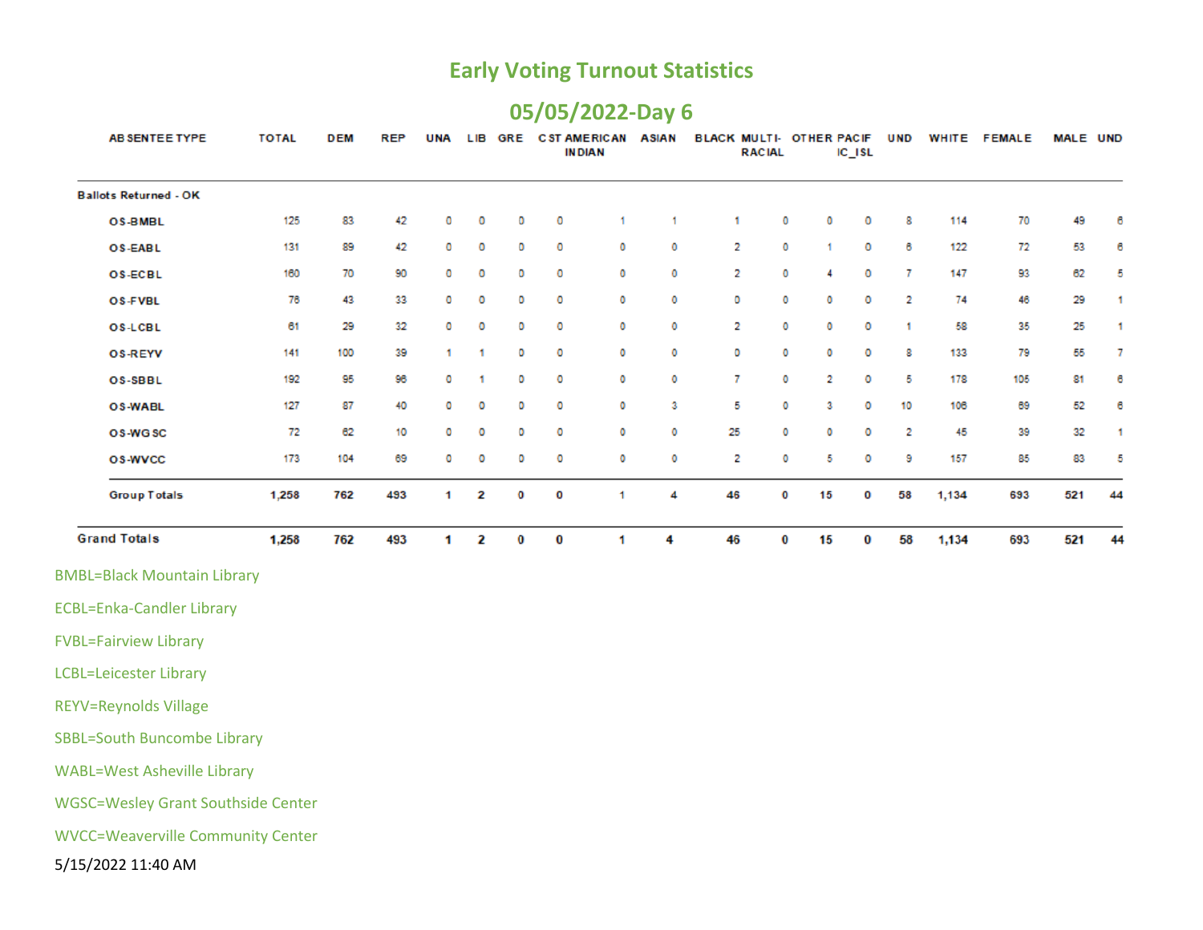# Early Voting Turnout Statistics

## 05/05/2022-Day 6

| ABSENTEE TYPE | TOTAL | DEM | REP | UNA | LIB | GRE | CST | AMERICAN INDIAN | ASIAN | BLACK | MULTI-RACIAL | OTHER | PACIFIC_ISL | UND | WHITE | FEMALE | MALE | UND |
|---|---|---|---|---|---|---|---|---|---|---|---|---|---|---|---|---|---|---|
| **Ballots Returned - OK** | | | | | | | | | | | | | | | | | | |
| OS-BMBL | 125 | 83 | 42 | 0 | 0 | 0 | 0 | 1 | 1 | 1 | 0 | 0 | 0 | 8 | 114 | 70 | 49 | 6 |
| OS-EABL | 131 | 89 | 42 | 0 | 0 | 0 | 0 | 0 | 0 | 2 | 0 | 1 | 0 | 6 | 122 | 72 | 53 | 6 |
| OS-ECBL | 160 | 70 | 90 | 0 | 0 | 0 | 0 | 0 | 0 | 2 | 0 | 4 | 0 | 7 | 147 | 93 | 62 | 5 |
| OS-FVBL | 76 | 43 | 33 | 0 | 0 | 0 | 0 | 0 | 0 | 0 | 0 | 0 | 0 | 2 | 74 | 46 | 29 | 1 |
| OS-LCBL | 61 | 29 | 32 | 0 | 0 | 0 | 0 | 0 | 0 | 2 | 0 | 0 | 0 | 1 | 58 | 35 | 25 | 1 |
| OS-REYV | 141 | 100 | 39 | 1 | 1 | 0 | 0 | 0 | 0 | 0 | 0 | 0 | 0 | 8 | 133 | 79 | 55 | 7 |
| OS-SBBL | 192 | 95 | 96 | 0 | 1 | 0 | 0 | 0 | 0 | 7 | 0 | 2 | 0 | 5 | 178 | 105 | 81 | 6 |
| OS-WABL | 127 | 87 | 40 | 0 | 0 | 0 | 0 | 0 | 3 | 5 | 0 | 3 | 0 | 10 | 106 | 69 | 52 | 6 |
| OS-WGSC | 72 | 62 | 10 | 0 | 0 | 0 | 0 | 0 | 0 | 25 | 0 | 0 | 0 | 2 | 45 | 39 | 32 | 1 |
| OS-WVCC | 173 | 104 | 69 | 0 | 0 | 0 | 0 | 0 | 0 | 2 | 0 | 5 | 0 | 9 | 157 | 85 | 83 | 5 |
| **Group Totals** | **1,258** | **762** | **493** | **1** | **2** | **0** | **0** | **1** | **4** | **46** | **0** | **15** | **0** | **58** | **1,134** | **693** | **521** | **44** |
| **Grand Totals** | **1,258** | **762** | **493** | **1** | **2** | **0** | **0** | **1** | **4** | **46** | **0** | **15** | **0** | **58** | **1,134** | **693** | **521** | **44** |

BMBL=Black Mountain Library

ECBL=Enka-Candler Library

FVBL=Fairview Library

LCBL=Leicester Library

REYV=Reynolds Village

SBBL=South Buncombe Library

WABL=West Asheville Library

WGSC=Wesley Grant Southside Center

WVCC=Weaverville Community Center

5/15/2022 11:40 AM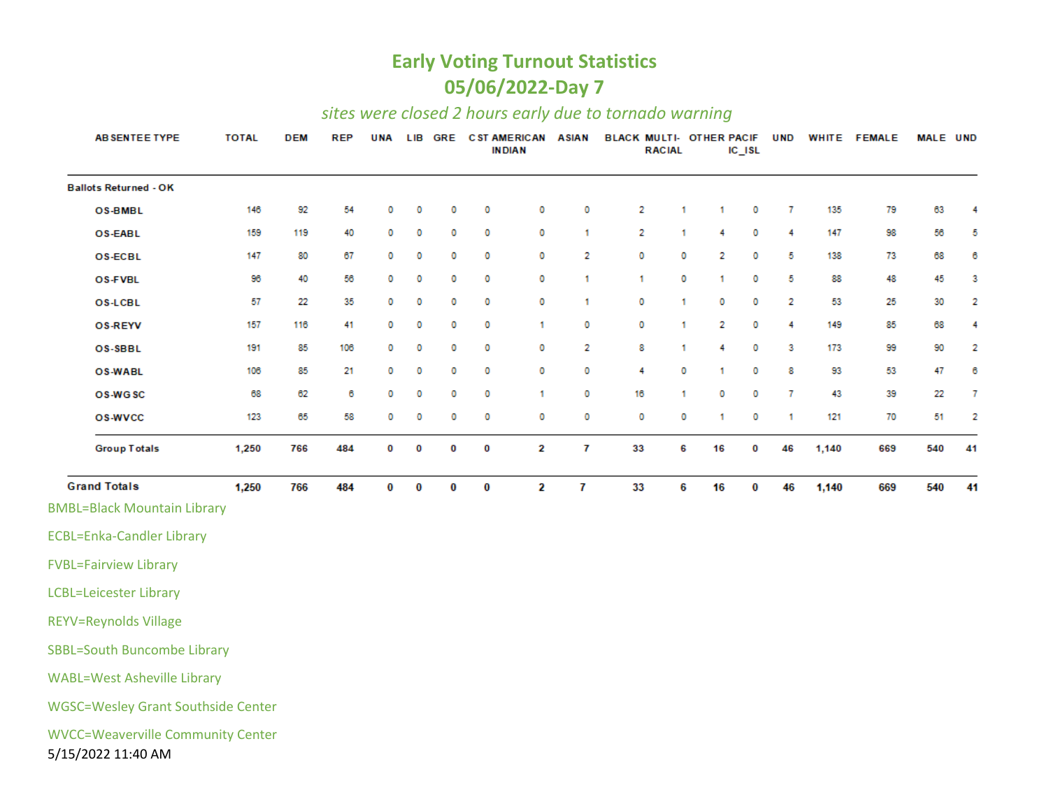# Early Voting Turnout Statistics

## 05/06/2022-Day 7

*sites were closed 2 hours early due to tornado warning*

| ABSENTEE TYPE | TOTAL | DEM | REP | UNA | LIB | GRE | CST | AMERICAN INDIAN | ASIAN | BLACK | MULTI-RACIAL | OTHER | PACIFIC_ISL | UND | WHITE | FEMALE | MALE | UND |
|---|---|---|---|---|---|---|---|---|---|---|---|---|---|---|---|---|---|---|
| **Ballots Returned - OK** | | | | | | | | | | | | | | | | | | |
| OS-BMBL | 146 | 92 | 54 | 0 | 0 | 0 | 0 | 0 | 0 | 2 | 1 | 1 | 0 | 7 | 135 | 79 | 63 | 4 |
| OS-EABL | 159 | 119 | 40 | 0 | 0 | 0 | 0 | 0 | 1 | 2 | 1 | 4 | 0 | 4 | 147 | 98 | 56 | 5 |
| OS-ECBL | 147 | 80 | 67 | 0 | 0 | 0 | 0 | 0 | 2 | 0 | 0 | 2 | 0 | 5 | 138 | 73 | 68 | 6 |
| OS-FVBL | 96 | 40 | 56 | 0 | 0 | 0 | 0 | 0 | 1 | 1 | 0 | 1 | 0 | 5 | 88 | 48 | 45 | 3 |
| OS-LCBL | 57 | 22 | 35 | 0 | 0 | 0 | 0 | 0 | 1 | 0 | 1 | 0 | 0 | 2 | 53 | 25 | 30 | 2 |
| OS-REYV | 157 | 116 | 41 | 0 | 0 | 0 | 0 | 1 | 0 | 0 | 1 | 2 | 0 | 4 | 149 | 85 | 68 | 4 |
| OS-SBBL | 191 | 85 | 106 | 0 | 0 | 0 | 0 | 0 | 2 | 8 | 1 | 4 | 0 | 3 | 173 | 99 | 90 | 2 |
| OS-WABL | 106 | 85 | 21 | 0 | 0 | 0 | 0 | 0 | 0 | 4 | 0 | 1 | 0 | 8 | 93 | 53 | 47 | 6 |
| OS-WGSC | 68 | 62 | 6 | 0 | 0 | 0 | 0 | 1 | 0 | 16 | 1 | 0 | 0 | 7 | 43 | 39 | 22 | 7 |
| OS-WVCC | 123 | 65 | 58 | 0 | 0 | 0 | 0 | 0 | 0 | 0 | 0 | 1 | 0 | 1 | 121 | 70 | 51 | 2 |
| **Group Totals** | **1,250** | **766** | **484** | **0** | **0** | **0** | **0** | **2** | **7** | **33** | **6** | **16** | **0** | **46** | **1,140** | **669** | **540** | **41** |
| **Grand Totals** | **1,250** | **766** | **484** | **0** | **0** | **0** | **0** | **2** | **7** | **33** | **6** | **16** | **0** | **46** | **1,140** | **669** | **540** | **41** |

BMBL=Black Mountain Library

ECBL=Enka-Candler Library

FVBL=Fairview Library

LCBL=Leicester Library

REYV=Reynolds Village

SBBL=South Buncombe Library

WABL=West Asheville Library

WGSC=Wesley Grant Southside Center

WVCC=Weaverville Community Center

5/15/2022 11:40 AM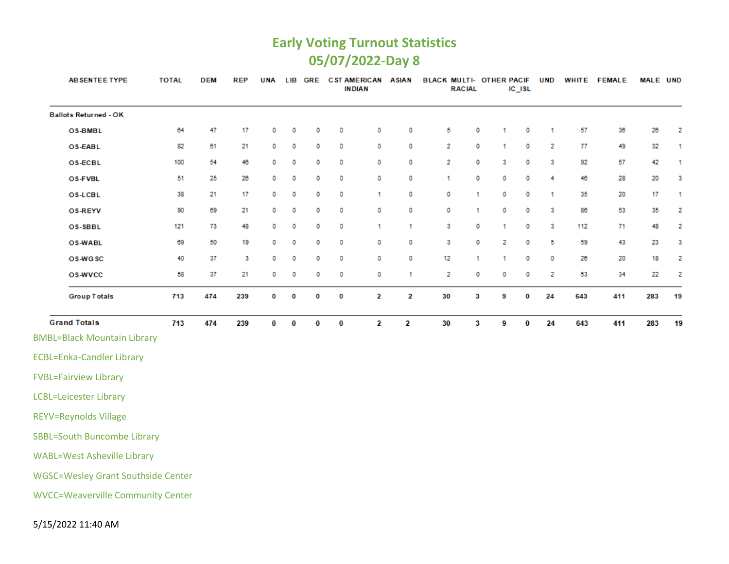# Early Voting Turnout Statistics
## 05/07/2022-Day 8

| ABSENTEE TYPE | TOTAL | DEM | REP | UNA | LIB | GRE | CST | AMERICAN INDIAN | ASIAN | BLACK | MULTI-RACIAL | OTHER | PACIFIC_ISL | UND | WHITE | FEMALE | MALE | UND |
|---|---|---|---|---|---|---|---|---|---|---|---|---|---|---|---|---|---|---|
| **Ballots Returned - OK** | | | | | | | | | | | | | | | | | | |
| OS-BMBL | 64 | 47 | 17 | 0 | 0 | 0 | 0 | 0 | 0 | 5 | 0 | 1 | 0 | 1 | 57 | 36 | 26 | 2 |
| OS-EABL | 82 | 61 | 21 | 0 | 0 | 0 | 0 | 0 | 0 | 2 | 0 | 1 | 0 | 2 | 77 | 49 | 32 | 1 |
| OS-ECBL | 100 | 54 | 46 | 0 | 0 | 0 | 0 | 0 | 0 | 2 | 0 | 3 | 0 | 3 | 92 | 57 | 42 | 1 |
| OS-FVBL | 51 | 25 | 26 | 0 | 0 | 0 | 0 | 0 | 0 | 1 | 0 | 0 | 0 | 4 | 46 | 28 | 20 | 3 |
| OS-LCBL | 38 | 21 | 17 | 0 | 0 | 0 | 0 | 1 | 0 | 0 | 1 | 0 | 0 | 1 | 35 | 20 | 17 | 1 |
| OS-REYV | 90 | 69 | 21 | 0 | 0 | 0 | 0 | 0 | 0 | 0 | 1 | 0 | 0 | 3 | 86 | 53 | 35 | 2 |
| OS-SBBL | 121 | 73 | 48 | 0 | 0 | 0 | 0 | 1 | 1 | 3 | 0 | 1 | 0 | 3 | 112 | 71 | 48 | 2 |
| OS-WABL | 69 | 50 | 19 | 0 | 0 | 0 | 0 | 0 | 0 | 3 | 0 | 2 | 0 | 5 | 59 | 43 | 23 | 3 |
| OS-WGSC | 40 | 37 | 3 | 0 | 0 | 0 | 0 | 0 | 0 | 12 | 1 | 1 | 0 | 0 | 26 | 20 | 18 | 2 |
| OS-WVCC | 58 | 37 | 21 | 0 | 0 | 0 | 0 | 0 | 1 | 2 | 0 | 0 | 0 | 2 | 53 | 34 | 22 | 2 |
| **Group Totals** | **713** | **474** | **239** | **0** | **0** | **0** | **0** | **2** | **2** | **30** | **3** | **9** | **0** | **24** | **643** | **411** | **283** | **19** |
| **Grand Totals** | **713** | **474** | **239** | **0** | **0** | **0** | **0** | **2** | **2** | **30** | **3** | **9** | **0** | **24** | **643** | **411** | **283** | **19** |

BMBL=Black Mountain Library

ECBL=Enka-Candler Library

FVBL=Fairview Library

LCBL=Leicester Library

REYV=Reynolds Village

SBBL=South Buncombe Library

WABL=West Asheville Library

WGSC=Wesley Grant Southside Center

WVCC=Weaverville Community Center

5/15/2022 11:40 AM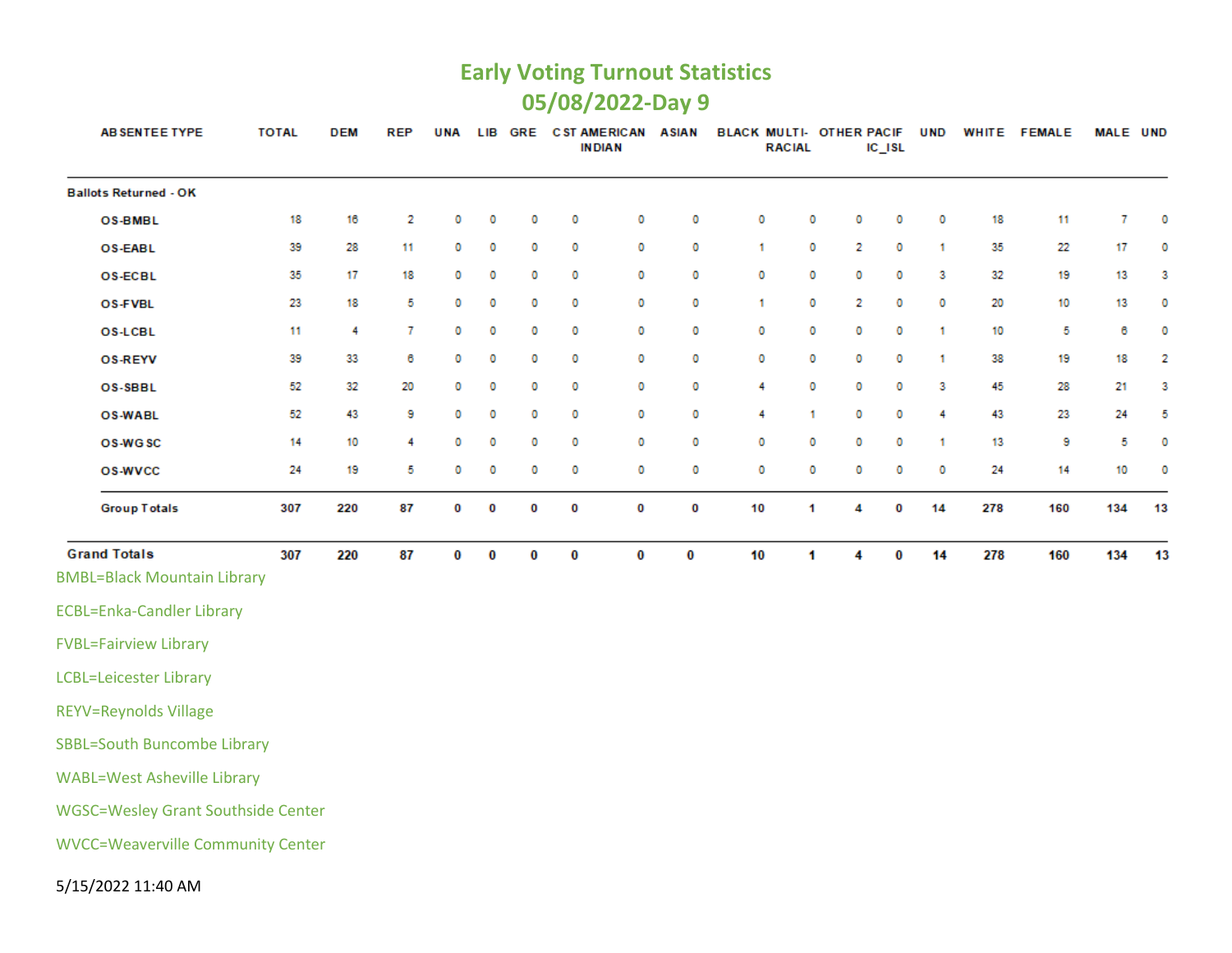# Early Voting Turnout Statistics

## 05/08/2022-Day 9

| ABSENTEE TYPE | TOTAL | DEM | REP | UNA | LIB | GRE | CST | AMERICAN INDIAN | ASIAN | BLACK | MULTI-RACIAL | OTHER | PACIFIC_ISL | UND | WHITE | FEMALE | MALE | UND |
|---|---|---|---|---|---|---|---|---|---|---|---|---|---|---|---|---|---|---|
| **Ballots Returned - OK** | | | | | | | | | | | | | | | | | | |
| OS-BMBL | 18 | 16 | 2 | 0 | 0 | 0 | 0 | 0 | 0 | 0 | 0 | 0 | 0 | 0 | 18 | 11 | 7 | 0 |
| OS-EABL | 39 | 28 | 11 | 0 | 0 | 0 | 0 | 0 | 0 | 1 | 0 | 2 | 0 | 1 | 35 | 22 | 17 | 0 |
| OS-ECBL | 35 | 17 | 18 | 0 | 0 | 0 | 0 | 0 | 0 | 0 | 0 | 0 | 0 | 3 | 32 | 19 | 13 | 3 |
| OS-FVBL | 23 | 18 | 5 | 0 | 0 | 0 | 0 | 0 | 0 | 1 | 0 | 2 | 0 | 0 | 20 | 10 | 13 | 0 |
| OS-LCBL | 11 | 4 | 7 | 0 | 0 | 0 | 0 | 0 | 0 | 0 | 0 | 0 | 0 | 1 | 10 | 5 | 6 | 0 |
| OS-REYV | 39 | 33 | 6 | 0 | 0 | 0 | 0 | 0 | 0 | 0 | 0 | 0 | 0 | 1 | 38 | 19 | 18 | 2 |
| OS-SBBL | 52 | 32 | 20 | 0 | 0 | 0 | 0 | 0 | 0 | 4 | 0 | 0 | 0 | 3 | 45 | 28 | 21 | 3 |
| OS-WABL | 52 | 43 | 9 | 0 | 0 | 0 | 0 | 0 | 0 | 4 | 1 | 0 | 0 | 4 | 43 | 23 | 24 | 5 |
| OS-WGSC | 14 | 10 | 4 | 0 | 0 | 0 | 0 | 0 | 0 | 0 | 0 | 0 | 0 | 1 | 13 | 9 | 5 | 0 |
| OS-WVCC | 24 | 19 | 5 | 0 | 0 | 0 | 0 | 0 | 0 | 0 | 0 | 0 | 0 | 0 | 24 | 14 | 10 | 0 |
| **Group Totals** | **307** | **220** | **87** | **0** | **0** | **0** | **0** | **0** | **0** | **10** | **1** | **4** | **0** | **14** | **278** | **160** | **134** | **13** |
| **Grand Totals** | **307** | **220** | **87** | **0** | **0** | **0** | **0** | **0** | **0** | **10** | **1** | **4** | **0** | **14** | **278** | **160** | **134** | **13** |

BMBL=Black Mountain Library

ECBL=Enka-Candler Library

FVBL=Fairview Library

LCBL=Leicester Library

REYV=Reynolds Village

SBBL=South Buncombe Library

WABL=West Asheville Library

WGSC=Wesley Grant Southside Center

WVCC=Weaverville Community Center

5/15/2022 11:40 AM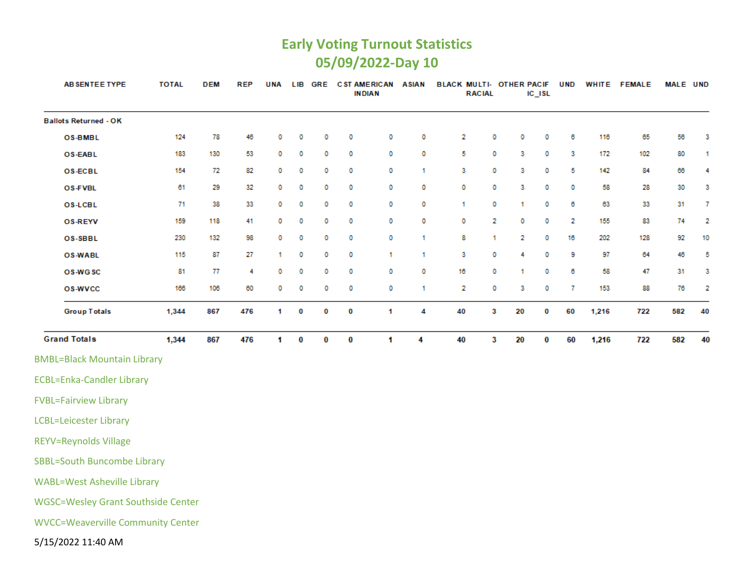# Early Voting Turnout Statistics

## 05/09/2022-Day 10

| ABSENTEE TYPE | TOTAL | DEM | REP | UNA | LIB | GRE | CST | AMERICAN INDIAN | ASIAN | BLACK | MULTI-RACIAL | OTHER | PACIFIC_ISL | UND | WHITE | FEMALE | MALE | UND |
|---|---|---|---|---|---|---|---|---|---|---|---|---|---|---|---|---|---|---|
| **Ballots Returned - OK** | | | | | | | | | | | | | | | | | | |
| OS-BMBL | 124 | 78 | 46 | 0 | 0 | 0 | 0 | 0 | 0 | 2 | 0 | 0 | 0 | 6 | 116 | 65 | 56 | 3 |
| OS-EABL | 183 | 130 | 53 | 0 | 0 | 0 | 0 | 0 | 0 | 5 | 0 | 3 | 0 | 3 | 172 | 102 | 80 | 1 |
| OS-ECBL | 154 | 72 | 82 | 0 | 0 | 0 | 0 | 0 | 1 | 3 | 0 | 3 | 0 | 5 | 142 | 84 | 66 | 4 |
| OS-FVBL | 61 | 29 | 32 | 0 | 0 | 0 | 0 | 0 | 0 | 0 | 0 | 3 | 0 | 0 | 58 | 28 | 30 | 3 |
| OS-LCBL | 71 | 38 | 33 | 0 | 0 | 0 | 0 | 0 | 0 | 1 | 0 | 1 | 0 | 6 | 63 | 33 | 31 | 7 |
| OS-REYV | 159 | 118 | 41 | 0 | 0 | 0 | 0 | 0 | 0 | 0 | 2 | 0 | 0 | 2 | 155 | 83 | 74 | 2 |
| OS-SBBL | 230 | 132 | 98 | 0 | 0 | 0 | 0 | 0 | 1 | 8 | 1 | 2 | 0 | 16 | 202 | 128 | 92 | 10 |
| OS-WABL | 115 | 87 | 27 | 1 | 0 | 0 | 0 | 1 | 1 | 3 | 0 | 4 | 0 | 9 | 97 | 64 | 46 | 5 |
| OS-WGSC | 81 | 77 | 4 | 0 | 0 | 0 | 0 | 0 | 0 | 16 | 0 | 1 | 0 | 6 | 58 | 47 | 31 | 3 |
| OS-WVCC | 166 | 106 | 60 | 0 | 0 | 0 | 0 | 0 | 1 | 2 | 0 | 3 | 0 | 7 | 153 | 88 | 76 | 2 |
| **Group Totals** | **1,344** | **867** | **476** | **1** | **0** | **0** | **0** | **1** | **4** | **40** | **3** | **20** | **0** | **60** | **1,216** | **722** | **582** | **40** |
| **Grand Totals** | **1,344** | **867** | **476** | **1** | **0** | **0** | **0** | **1** | **4** | **40** | **3** | **20** | **0** | **60** | **1,216** | **722** | **582** | **40** |

BMBL=Black Mountain Library

ECBL=Enka-Candler Library

FVBL=Fairview Library

LCBL=Leicester Library

REYV=Reynolds Village

SBBL=South Buncombe Library

WABL=West Asheville Library

WGSC=Wesley Grant Southside Center

WVCC=Weaverville Community Center

5/15/2022 11:40 AM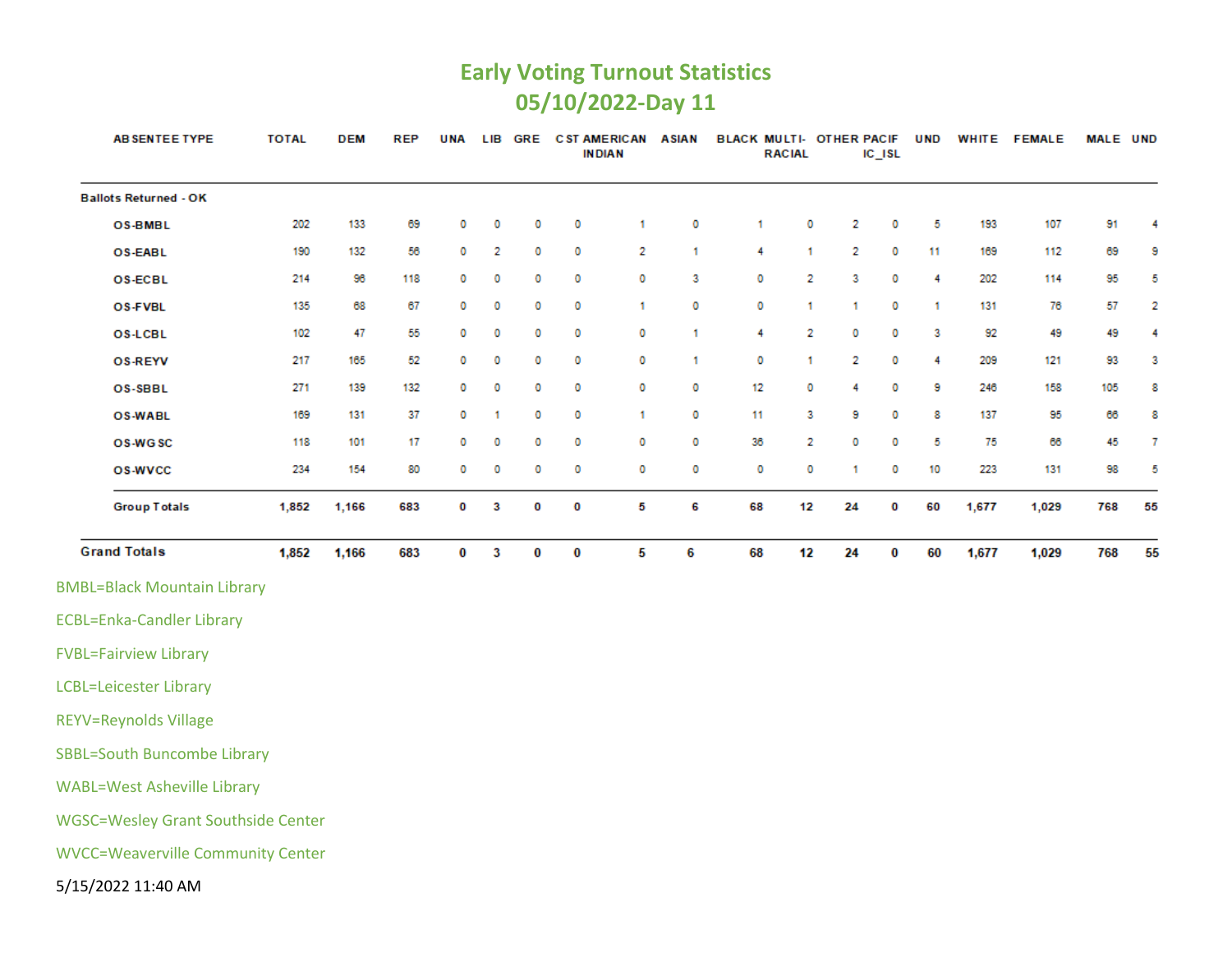# Early Voting Turnout Statistics
## 05/10/2022-Day 11

| ABSENTEE TYPE | TOTAL | DEM | REP | UNA | LIB | GRE | CST | AMERICAN INDIAN | ASIAN | BLACK | MULTI-RACIAL | OTHER | PACIFIC_ISL | UND | WHITE | FEMALE | MALE | UND |
|---|---|---|---|---|---|---|---|---|---|---|---|---|---|---|---|---|---|---|
| **Ballots Returned - OK** | | | | | | | | | | | | | | | | | | |
| OS-BMBL | 202 | 133 | 69 | 0 | 0 | 0 | 0 | 1 | 0 | 1 | 0 | 2 | 0 | 5 | 193 | 107 | 91 | 4 |
| OS-EABL | 190 | 132 | 56 | 0 | 2 | 0 | 0 | 2 | 1 | 4 | 1 | 2 | 0 | 11 | 169 | 112 | 69 | 9 |
| OS-ECBL | 214 | 96 | 118 | 0 | 0 | 0 | 0 | 0 | 3 | 0 | 2 | 3 | 0 | 4 | 202 | 114 | 95 | 5 |
| OS-FVBL | 135 | 68 | 67 | 0 | 0 | 0 | 0 | 1 | 0 | 0 | 1 | 1 | 0 | 1 | 131 | 76 | 57 | 2 |
| OS-LCBL | 102 | 47 | 55 | 0 | 0 | 0 | 0 | 0 | 1 | 4 | 2 | 0 | 0 | 3 | 92 | 49 | 49 | 4 |
| OS-REYV | 217 | 165 | 52 | 0 | 0 | 0 | 0 | 0 | 1 | 0 | 1 | 2 | 0 | 4 | 209 | 121 | 93 | 3 |
| OS-SBBL | 271 | 139 | 132 | 0 | 0 | 0 | 0 | 0 | 0 | 12 | 0 | 4 | 0 | 9 | 246 | 158 | 105 | 8 |
| OS-WABL | 169 | 131 | 37 | 0 | 1 | 0 | 0 | 1 | 0 | 11 | 3 | 9 | 0 | 8 | 137 | 95 | 66 | 8 |
| OS-WGSC | 118 | 101 | 17 | 0 | 0 | 0 | 0 | 0 | 0 | 36 | 2 | 0 | 0 | 5 | 75 | 66 | 45 | 7 |
| OS-WVCC | 234 | 154 | 80 | 0 | 0 | 0 | 0 | 0 | 0 | 0 | 0 | 1 | 0 | 10 | 223 | 131 | 98 | 5 |
| **Group Totals** | **1,852** | **1,166** | **683** | **0** | **3** | **0** | **0** | **5** | **6** | **68** | **12** | **24** | **0** | **60** | **1,677** | **1,029** | **768** | **55** |
| **Grand Totals** | **1,852** | **1,166** | **683** | **0** | **3** | **0** | **0** | **5** | **6** | **68** | **12** | **24** | **0** | **60** | **1,677** | **1,029** | **768** | **55** |

BMBL=Black Mountain Library

ECBL=Enka-Candler Library

FVBL=Fairview Library

LCBL=Leicester Library

REYV=Reynolds Village

SBBL=South Buncombe Library

WABL=West Asheville Library

WGSC=Wesley Grant Southside Center

WVCC=Weaverville Community Center

5/15/2022 11:40 AM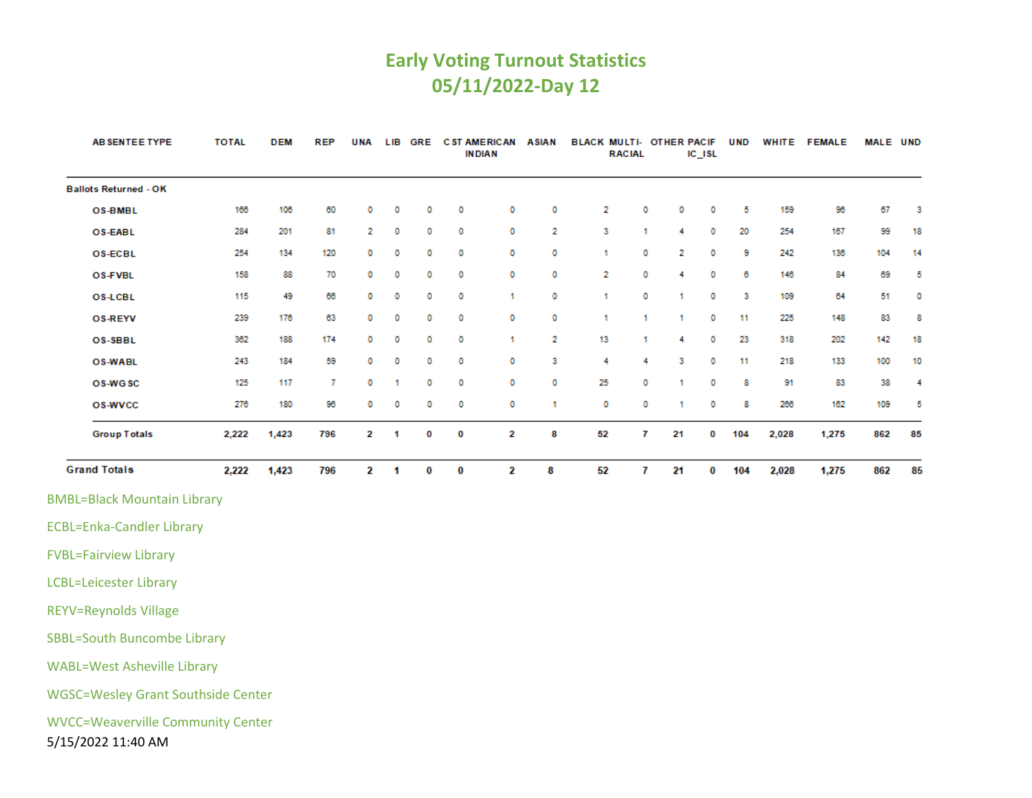# Early Voting Turnout Statistics
## 05/11/2022-Day 12

| ABSENTEE TYPE | TOTAL | DEM | REP | UNA | LIB | GRE | CST | AMERICAN INDIAN | ASIAN | BLACK | MULTI-RACIAL | OTHER | PACIFIC_ISL | UND | WHITE | FEMALE | MALE | UND |
|---|---|---|---|---|---|---|---|---|---|---|---|---|---|---|---|---|---|---|
| **Ballots Returned - OK** | | | | | | | | | | | | | | | | | | |
| OS-BMBL | 166 | 106 | 60 | 0 | 0 | 0 | 0 | 0 | 0 | 2 | 0 | 0 | 0 | 5 | 159 | 96 | 67 | 3 |
| OS-EABL | 284 | 201 | 81 | 2 | 0 | 0 | 0 | 0 | 2 | 3 | 1 | 4 | 0 | 20 | 254 | 167 | 99 | 18 |
| OS-ECBL | 254 | 134 | 120 | 0 | 0 | 0 | 0 | 0 | 0 | 1 | 0 | 2 | 0 | 9 | 242 | 136 | 104 | 14 |
| OS-FVBL | 158 | 88 | 70 | 0 | 0 | 0 | 0 | 0 | 0 | 2 | 0 | 4 | 0 | 6 | 146 | 84 | 69 | 5 |
| OS-LCBL | 115 | 49 | 66 | 0 | 0 | 0 | 0 | 1 | 0 | 1 | 0 | 1 | 0 | 3 | 109 | 64 | 51 | 0 |
| OS-REYV | 239 | 176 | 63 | 0 | 0 | 0 | 0 | 0 | 0 | 1 | 1 | 1 | 0 | 11 | 225 | 148 | 83 | 8 |
| OS-SBBL | 362 | 188 | 174 | 0 | 0 | 0 | 0 | 1 | 2 | 13 | 1 | 4 | 0 | 23 | 318 | 202 | 142 | 18 |
| OS-WABL | 243 | 184 | 59 | 0 | 0 | 0 | 0 | 0 | 3 | 4 | 4 | 3 | 0 | 11 | 218 | 133 | 100 | 10 |
| OS-WGSC | 125 | 117 | 7 | 0 | 1 | 0 | 0 | 0 | 0 | 25 | 0 | 1 | 0 | 8 | 91 | 83 | 38 | 4 |
| OS-WVCC | 276 | 180 | 96 | 0 | 0 | 0 | 0 | 0 | 1 | 0 | 0 | 1 | 0 | 8 | 266 | 162 | 109 | 5 |
| **Group Totals** | **2,222** | **1,423** | **796** | **2** | **1** | **0** | **0** | **2** | **8** | **52** | **7** | **21** | **0** | **104** | **2,028** | **1,275** | **862** | **85** |
| **Grand Totals** | **2,222** | **1,423** | **796** | **2** | **1** | **0** | **0** | **2** | **8** | **52** | **7** | **21** | **0** | **104** | **2,028** | **1,275** | **862** | **85** |

BMBL=Black Mountain Library

ECBL=Enka-Candler Library

FVBL=Fairview Library

LCBL=Leicester Library

REYV=Reynolds Village

SBBL=South Buncombe Library

WABL=West Asheville Library

WGSC=Wesley Grant Southside Center

WVCC=Weaverville Community Center

5/15/2022 11:40 AM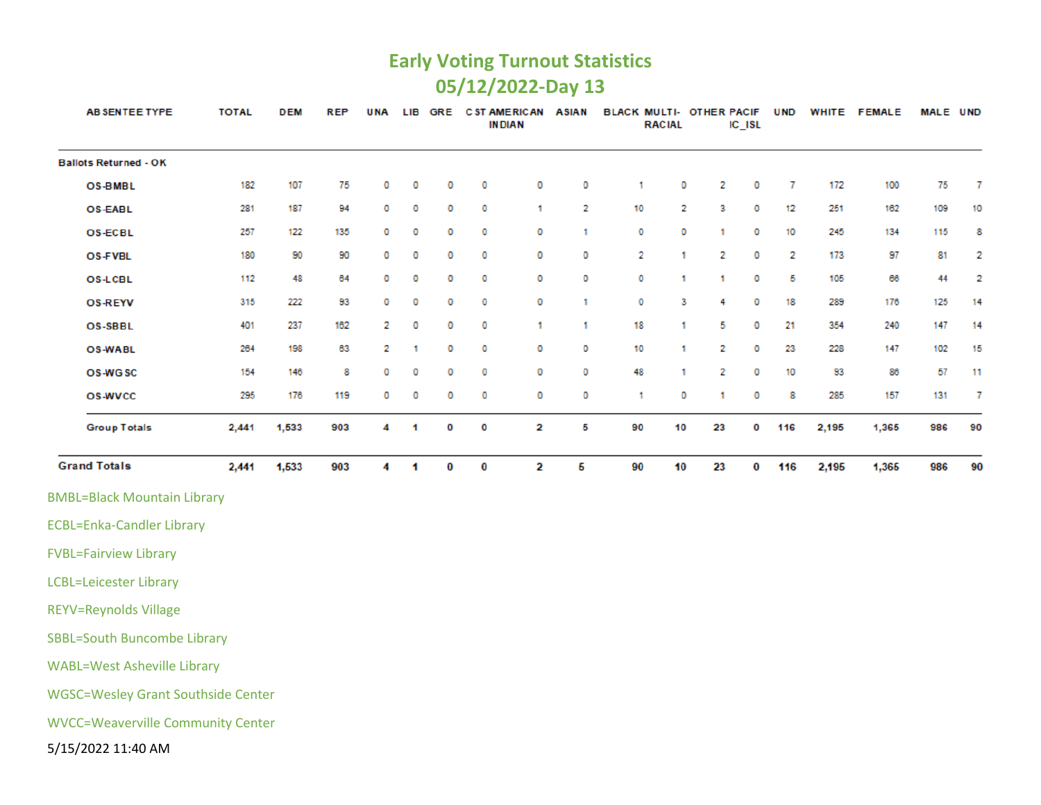# Early Voting Turnout Statistics

## 05/12/2022-Day 13

| ABSENTEE TYPE | TOTAL | DEM | REP | UNA | LIB | GRE | CST | AMERICAN INDIAN | ASIAN | BLACK | MULTI-RACIAL | OTHER | PACIFIC_ISL | UND | WHITE | FEMALE | MALE | UND |
|---|---|---|---|---|---|---|---|---|---|---|---|---|---|---|---|---|---|---|
| **Ballots Returned - OK** | | | | | | | | | | | | | | | | | | |
| **OS-BMBL** | 182 | 107 | 75 | 0 | 0 | 0 | 0 | 0 | 0 | 1 | 0 | 2 | 0 | 7 | 172 | 100 | 75 | 7 |
| **OS-EABL** | 281 | 187 | 94 | 0 | 0 | 0 | 0 | 1 | 2 | 10 | 2 | 3 | 0 | 12 | 251 | 162 | 109 | 10 |
| **OS-ECBL** | 257 | 122 | 135 | 0 | 0 | 0 | 0 | 0 | 1 | 0 | 0 | 1 | 0 | 10 | 245 | 134 | 115 | 8 |
| **OS-FVBL** | 180 | 90 | 90 | 0 | 0 | 0 | 0 | 0 | 0 | 2 | 1 | 2 | 0 | 2 | 173 | 97 | 81 | 2 |
| **OS-LCBL** | 112 | 48 | 64 | 0 | 0 | 0 | 0 | 0 | 0 | 0 | 1 | 1 | 0 | 5 | 105 | 66 | 44 | 2 |
| **OS-REYV** | 315 | 222 | 93 | 0 | 0 | 0 | 0 | 0 | 1 | 0 | 3 | 4 | 0 | 18 | 289 | 176 | 125 | 14 |
| **OS-SBBL** | 401 | 237 | 162 | 2 | 0 | 0 | 0 | 1 | 1 | 18 | 1 | 5 | 0 | 21 | 354 | 240 | 147 | 14 |
| **OS-WABL** | 264 | 198 | 63 | 2 | 1 | 0 | 0 | 0 | 0 | 10 | 1 | 2 | 0 | 23 | 228 | 147 | 102 | 15 |
| **OS-WGSC** | 154 | 146 | 8 | 0 | 0 | 0 | 0 | 0 | 0 | 48 | 1 | 2 | 0 | 10 | 93 | 86 | 57 | 11 |
| **OS-WVCC** | 295 | 176 | 119 | 0 | 0 | 0 | 0 | 0 | 0 | 1 | 0 | 1 | 0 | 8 | 285 | 157 | 131 | 7 |
| **Group Totals** | **2,441** | **1,533** | **903** | **4** | **1** | **0** | **0** | **2** | **5** | **90** | **10** | **23** | **0** | **116** | **2,195** | **1,365** | **986** | **90** |
| **Grand Totals** | **2,441** | **1,533** | **903** | **4** | **1** | **0** | **0** | **2** | **5** | **90** | **10** | **23** | **0** | **116** | **2,195** | **1,365** | **986** | **90** |

BMBL=Black Mountain Library

ECBL=Enka-Candler Library

FVBL=Fairview Library

LCBL=Leicester Library

REYV=Reynolds Village

SBBL=South Buncombe Library

WABL=West Asheville Library

WGSC=Wesley Grant Southside Center

WVCC=Weaverville Community Center

5/15/2022 11:40 AM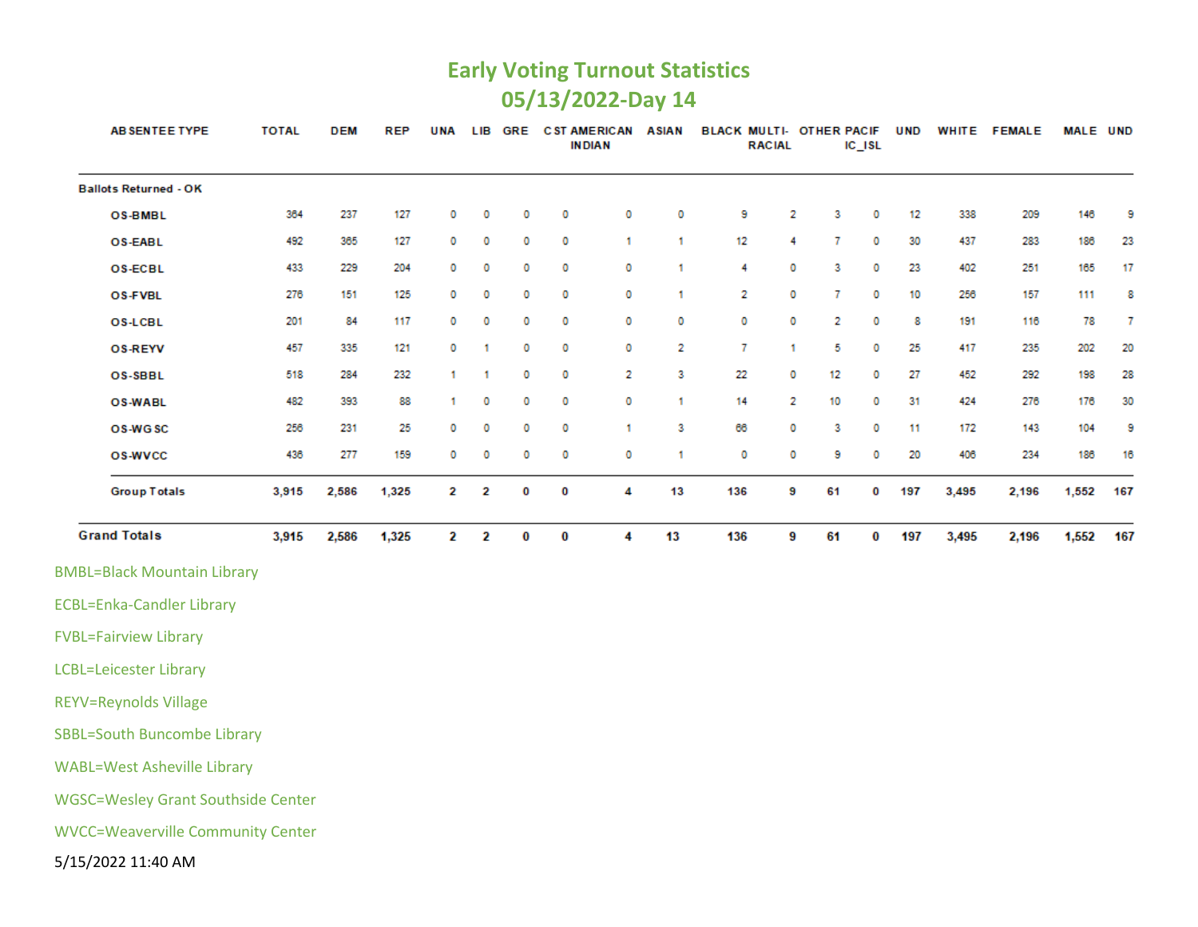# Early Voting Turnout Statistics
## 05/13/2022-Day 14

| ABSENTEE TYPE | TOTAL | DEM | REP | UNA | LIB | GRE | CST | AMERICAN INDIAN | ASIAN | BLACK | MULTI-RACIAL | OTHER | PACIFIC_ISL | UND | WHITE | FEMALE | MALE | UND |
|---|---|---|---|---|---|---|---|---|---|---|---|---|---|---|---|---|---|---|
| **Ballots Returned - OK** | | | | | | | | | | | | | | | | | | |
| OS-BMBL | 364 | 237 | 127 | 0 | 0 | 0 | 0 | 0 | 0 | 9 | 2 | 3 | 0 | 12 | 338 | 209 | 146 | 9 |
| OS-EABL | 492 | 365 | 127 | 0 | 0 | 0 | 0 | 1 | 1 | 12 | 4 | 7 | 0 | 30 | 437 | 283 | 186 | 23 |
| OS-ECBL | 433 | 229 | 204 | 0 | 0 | 0 | 0 | 0 | 1 | 4 | 0 | 3 | 0 | 23 | 402 | 251 | 165 | 17 |
| OS-FVBL | 276 | 151 | 125 | 0 | 0 | 0 | 0 | 0 | 1 | 2 | 0 | 7 | 0 | 10 | 256 | 157 | 111 | 8 |
| OS-LCBL | 201 | 84 | 117 | 0 | 0 | 0 | 0 | 0 | 0 | 0 | 0 | 2 | 0 | 8 | 191 | 116 | 78 | 7 |
| OS-REYV | 457 | 335 | 121 | 0 | 1 | 0 | 0 | 0 | 2 | 7 | 1 | 5 | 0 | 25 | 417 | 235 | 202 | 20 |
| OS-SBBL | 518 | 284 | 232 | 1 | 1 | 0 | 0 | 2 | 3 | 22 | 0 | 12 | 0 | 27 | 452 | 292 | 198 | 28 |
| OS-WABL | 482 | 393 | 88 | 1 | 0 | 0 | 0 | 0 | 1 | 14 | 2 | 10 | 0 | 31 | 424 | 276 | 176 | 30 |
| OS-WGSC | 256 | 231 | 25 | 0 | 0 | 0 | 0 | 1 | 3 | 66 | 0 | 3 | 0 | 11 | 172 | 143 | 104 | 9 |
| OS-WVCC | 436 | 277 | 159 | 0 | 0 | 0 | 0 | 0 | 1 | 0 | 0 | 9 | 0 | 20 | 406 | 234 | 186 | 16 |
| **Group Totals** | **3,915** | **2,586** | **1,325** | **2** | **2** | **0** | **0** | **4** | **13** | **136** | **9** | **61** | **0** | **197** | **3,495** | **2,196** | **1,552** | **167** |
| **Grand Totals** | **3,915** | **2,586** | **1,325** | **2** | **2** | **0** | **0** | **4** | **13** | **136** | **9** | **61** | **0** | **197** | **3,495** | **2,196** | **1,552** | **167** |

BMBL=Black Mountain Library

ECBL=Enka-Candler Library

FVBL=Fairview Library

LCBL=Leicester Library

REYV=Reynolds Village

SBBL=South Buncombe Library

WABL=West Asheville Library

WGSC=Wesley Grant Southside Center

WVCC=Weaverville Community Center

5/15/2022 11:40 AM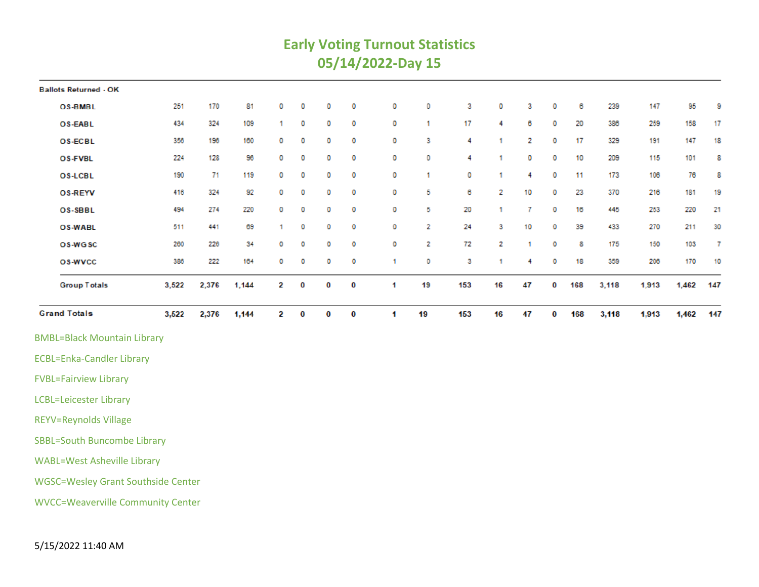# Early Voting Turnout Statistics
## 05/14/2022-Day 15

| | | | | | | | | | | | | | | | | | | |
|---|---|---|---|---|---|---|---|---|---|---|---|---|---|---|---|---|---|---|
| **Ballots Returned - OK** | | | | | | | | | | | | | | | | | | |
| OS-BMBL | 251 | 170 | 81 | 0 | 0 | 0 | 0 | 0 | 0 | 3 | 0 | 3 | 0 | 6 | 239 | 147 | 95 | 9 |
| OS-EABL | 434 | 324 | 109 | 1 | 0 | 0 | 0 | 0 | 1 | 17 | 4 | 6 | 0 | 20 | 386 | 259 | 158 | 17 |
| OS-ECBL | 356 | 196 | 160 | 0 | 0 | 0 | 0 | 0 | 3 | 4 | 1 | 2 | 0 | 17 | 329 | 191 | 147 | 18 |
| OS-FVBL | 224 | 128 | 96 | 0 | 0 | 0 | 0 | 0 | 0 | 4 | 1 | 0 | 0 | 10 | 209 | 115 | 101 | 8 |
| OS-LCBL | 190 | 71 | 119 | 0 | 0 | 0 | 0 | 0 | 1 | 0 | 1 | 4 | 0 | 11 | 173 | 106 | 76 | 8 |
| OS-REYV | 416 | 324 | 92 | 0 | 0 | 0 | 0 | 0 | 5 | 6 | 2 | 10 | 0 | 23 | 370 | 216 | 181 | 19 |
| OS-SBBL | 494 | 274 | 220 | 0 | 0 | 0 | 0 | 0 | 5 | 20 | 1 | 7 | 0 | 16 | 445 | 253 | 220 | 21 |
| OS-WABL | 511 | 441 | 69 | 1 | 0 | 0 | 0 | 0 | 2 | 24 | 3 | 10 | 0 | 39 | 433 | 270 | 211 | 30 |
| OS-WGSC | 260 | 226 | 34 | 0 | 0 | 0 | 0 | 0 | 2 | 72 | 2 | 1 | 0 | 8 | 175 | 150 | 103 | 7 |
| OS-WVCC | 386 | 222 | 164 | 0 | 0 | 0 | 0 | 1 | 0 | 3 | 1 | 4 | 0 | 18 | 359 | 206 | 170 | 10 |
| **Group Totals** | **3,522** | **2,376** | **1,144** | **2** | **0** | **0** | **0** | **1** | **19** | **153** | **16** | **47** | **0** | **168** | **3,118** | **1,913** | **1,462** | **147** |
| **Grand Totals** | **3,522** | **2,376** | **1,144** | **2** | **0** | **0** | **0** | **1** | **19** | **153** | **16** | **47** | **0** | **168** | **3,118** | **1,913** | **1,462** | **147** |

BMBL=Black Mountain Library

ECBL=Enka-Candler Library

FVBL=Fairview Library

LCBL=Leicester Library

REYV=Reynolds Village

SBBL=South Buncombe Library

WABL=West Asheville Library

WGSC=Wesley Grant Southside Center

WVCC=Weaverville Community Center

5/15/2022 11:40 AM